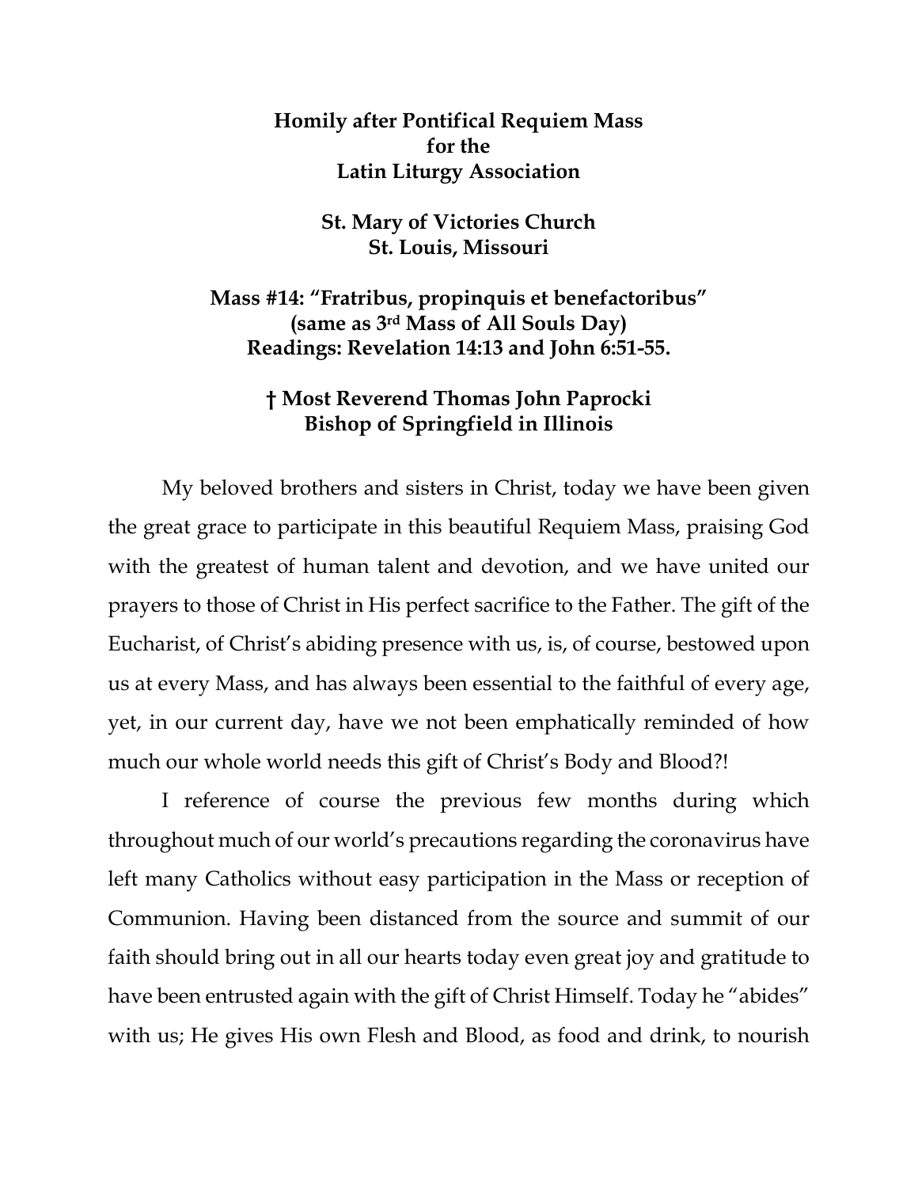**Homily after Pontifical Requiem Mass**
**for the**
**Latin Liturgy Association**

**St. Mary of Victories Church**
**St. Louis, Missouri**

**Mass #14: "Fratribus, propinquis et benefactoribus"**
**(same as 3rd Mass of All Souls Day)**
**Readings: Revelation 14:13 and John 6:51-55.**

**† Most Reverend Thomas John Paprocki**
**Bishop of Springfield in Illinois**

My beloved brothers and sisters in Christ, today we have been given the great grace to participate in this beautiful Requiem Mass, praising God with the greatest of human talent and devotion, and we have united our prayers to those of Christ in His perfect sacrifice to the Father. The gift of the Eucharist, of Christ's abiding presence with us, is, of course, bestowed upon us at every Mass, and has always been essential to the faithful of every age, yet, in our current day, have we not been emphatically reminded of how much our whole world needs this gift of Christ's Body and Blood?!

I reference of course the previous few months during which throughout much of our world's precautions regarding the coronavirus have left many Catholics without easy participation in the Mass or reception of Communion. Having been distanced from the source and summit of our faith should bring out in all our hearts today even great joy and gratitude to have been entrusted again with the gift of Christ Himself. Today he "abides" with us; He gives His own Flesh and Blood, as food and drink, to nourish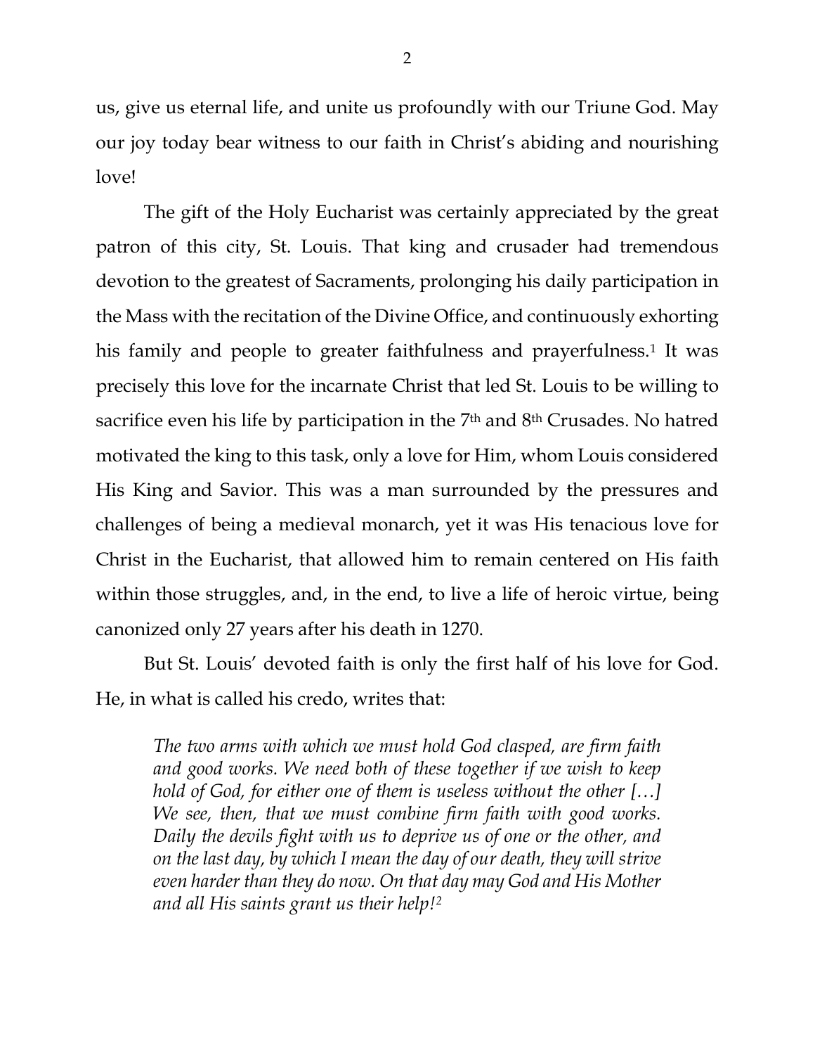us, give us eternal life, and unite us profoundly with our Triune God. May our joy today bear witness to our faith in Christ's abiding and nourishing love!

The gift of the Holy Eucharist was certainly appreciated by the great patron of this city, St. Louis. That king and crusader had tremendous devotion to the greatest of Sacraments, prolonging his daily participation in the Mass with the recitation of the Divine Office, and continuously exhorting his family and people to greater faithfulness and prayerfulness.[1] It was precisely this love for the incarnate Christ that led St. Louis to be willing to sacrifice even his life by participation in the 7th and 8th Crusades. No hatred motivated the king to this task, only a love for Him, whom Louis considered His King and Savior. This was a man surrounded by the pressures and challenges of being a medieval monarch, yet it was His tenacious love for Christ in the Eucharist, that allowed him to remain centered on His faith within those struggles, and, in the end, to live a life of heroic virtue, being canonized only 27 years after his death in 1270.

But St. Louis' devoted faith is only the first half of his love for God. He, in what is called his credo, writes that:

> *The two arms with which we must hold God clasped, are firm faith and good works. We need both of these together if we wish to keep hold of God, for either one of them is useless without the other […] We see, then, that we must combine firm faith with good works. Daily the devils fight with us to deprive us of one or the other, and on the last day, by which I mean the day of our death, they will strive even harder than they do now. On that day may God and His Mother and all His saints grant us their help!*[2]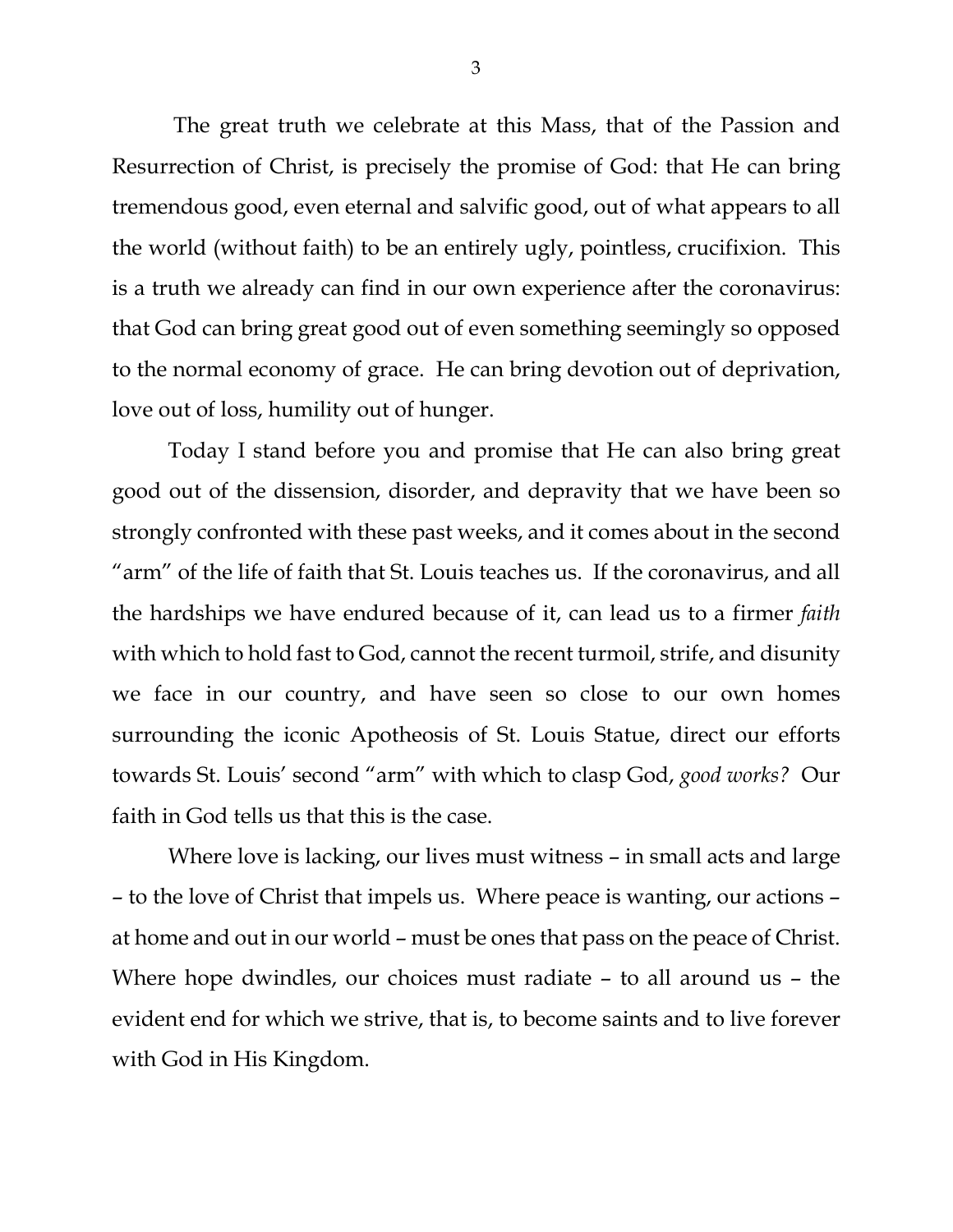The great truth we celebrate at this Mass, that of the Passion and Resurrection of Christ, is precisely the promise of God: that He can bring tremendous good, even eternal and salvific good, out of what appears to all the world (without faith) to be an entirely ugly, pointless, crucifixion. This is a truth we already can find in our own experience after the coronavirus: that God can bring great good out of even something seemingly so opposed to the normal economy of grace. He can bring devotion out of deprivation, love out of loss, humility out of hunger.

Today I stand before you and promise that He can also bring great good out of the dissension, disorder, and depravity that we have been so strongly confronted with these past weeks, and it comes about in the second "arm" of the life of faith that St. Louis teaches us. If the coronavirus, and all the hardships we have endured because of it, can lead us to a firmer *faith* with which to hold fast to God, cannot the recent turmoil, strife, and disunity we face in our country, and have seen so close to our own homes surrounding the iconic Apotheosis of St. Louis Statue, direct our efforts towards St. Louis' second "arm" with which to clasp God, *good works?* Our faith in God tells us that this is the case.

Where love is lacking, our lives must witness – in small acts and large – to the love of Christ that impels us. Where peace is wanting, our actions – at home and out in our world – must be ones that pass on the peace of Christ. Where hope dwindles, our choices must radiate – to all around us – the evident end for which we strive, that is, to become saints and to live forever with God in His Kingdom.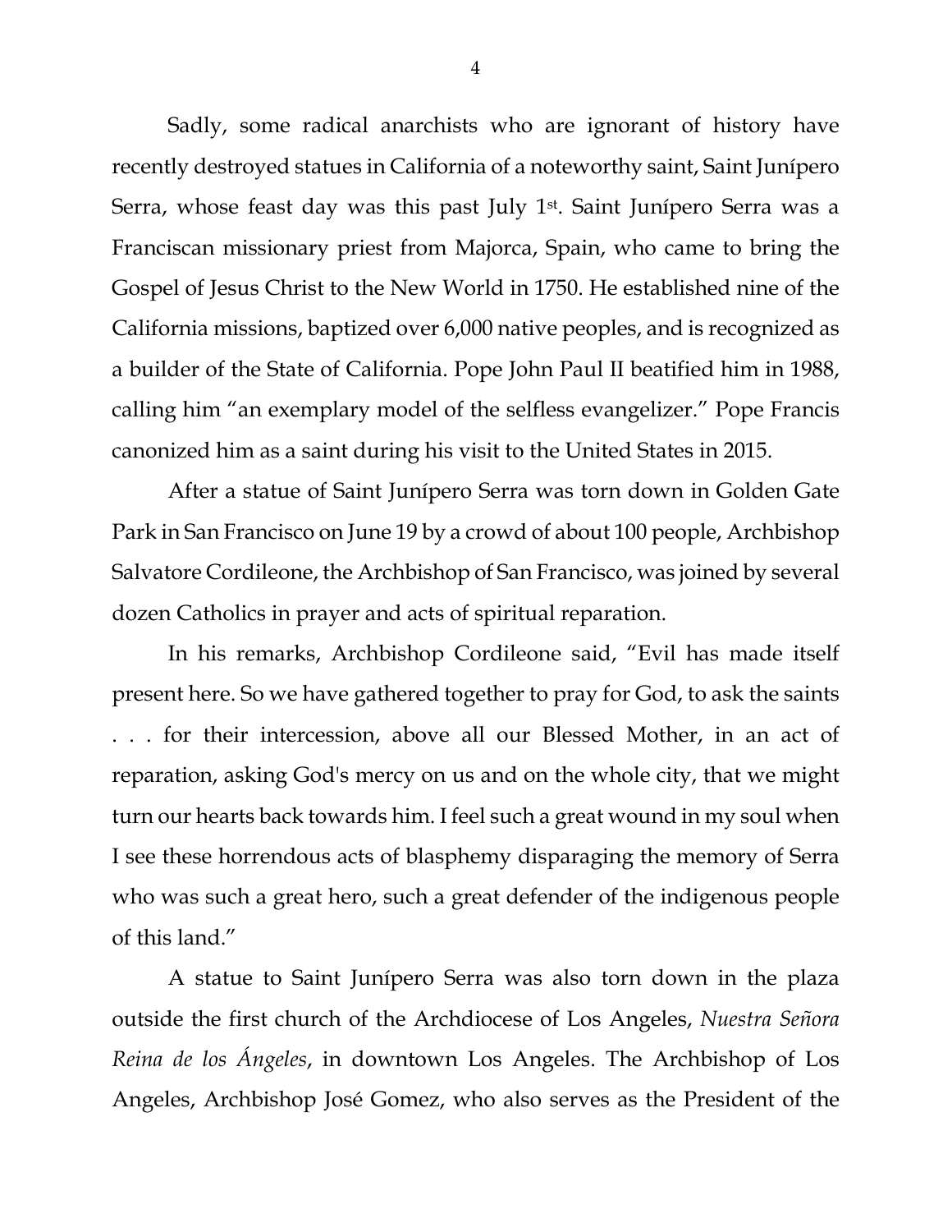Sadly, some radical anarchists who are ignorant of history have recently destroyed statues in California of a noteworthy saint, Saint Junípero Serra, whose feast day was this past July 1st. Saint Junípero Serra was a Franciscan missionary priest from Majorca, Spain, who came to bring the Gospel of Jesus Christ to the New World in 1750. He established nine of the California missions, baptized over 6,000 native peoples, and is recognized as a builder of the State of California. Pope John Paul II beatified him in 1988, calling him "an exemplary model of the selfless evangelizer." Pope Francis canonized him as a saint during his visit to the United States in 2015.

After a statue of Saint Junípero Serra was torn down in Golden Gate Park in San Francisco on June 19 by a crowd of about 100 people, Archbishop Salvatore Cordileone, the Archbishop of San Francisco, was joined by several dozen Catholics in prayer and acts of spiritual reparation.

In his remarks, Archbishop Cordileone said, "Evil has made itself present here. So we have gathered together to pray for God, to ask the saints . . . for their intercession, above all our Blessed Mother, in an act of reparation, asking God's mercy on us and on the whole city, that we might turn our hearts back towards him. I feel such a great wound in my soul when I see these horrendous acts of blasphemy disparaging the memory of Serra who was such a great hero, such a great defender of the indigenous people of this land."

A statue to Saint Junípero Serra was also torn down in the plaza outside the first church of the Archdiocese of Los Angeles, *Nuestra Señora Reina de los Ángeles*, in downtown Los Angeles. The Archbishop of Los Angeles, Archbishop José Gomez, who also serves as the President of the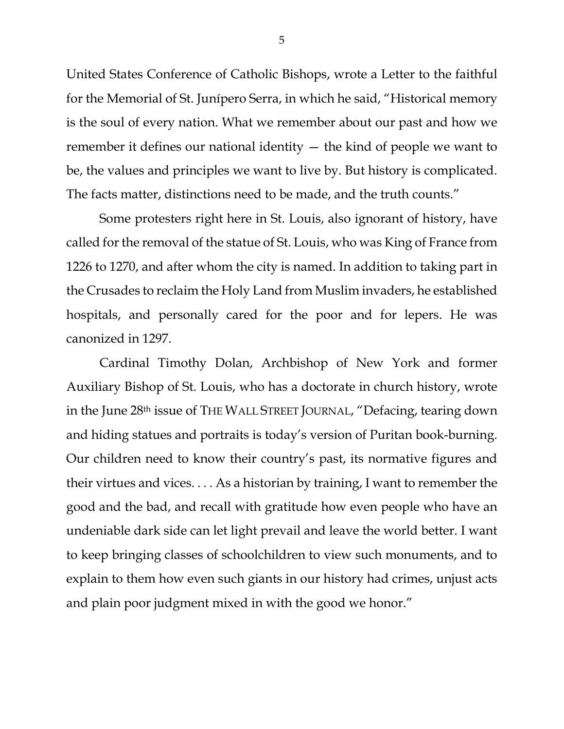United States Conference of Catholic Bishops, wrote a Letter to the faithful for the Memorial of St. Junípero Serra, in which he said, "Historical memory is the soul of every nation. What we remember about our past and how we remember it defines our national identity — the kind of people we want to be, the values and principles we want to live by. But history is complicated. The facts matter, distinctions need to be made, and the truth counts."

Some protesters right here in St. Louis, also ignorant of history, have called for the removal of the statue of St. Louis, who was King of France from 1226 to 1270, and after whom the city is named. In addition to taking part in the Crusades to reclaim the Holy Land from Muslim invaders, he established hospitals, and personally cared for the poor and for lepers. He was canonized in 1297.

Cardinal Timothy Dolan, Archbishop of New York and former Auxiliary Bishop of St. Louis, who has a doctorate in church history, wrote in the June 28th issue of THE WALL STREET JOURNAL, "Defacing, tearing down and hiding statues and portraits is today's version of Puritan book-burning. Our children need to know their country's past, its normative figures and their virtues and vices. . . . As a historian by training, I want to remember the good and the bad, and recall with gratitude how even people who have an undeniable dark side can let light prevail and leave the world better. I want to keep bringing classes of schoolchildren to view such monuments, and to explain to them how even such giants in our history had crimes, unjust acts and plain poor judgment mixed in with the good we honor."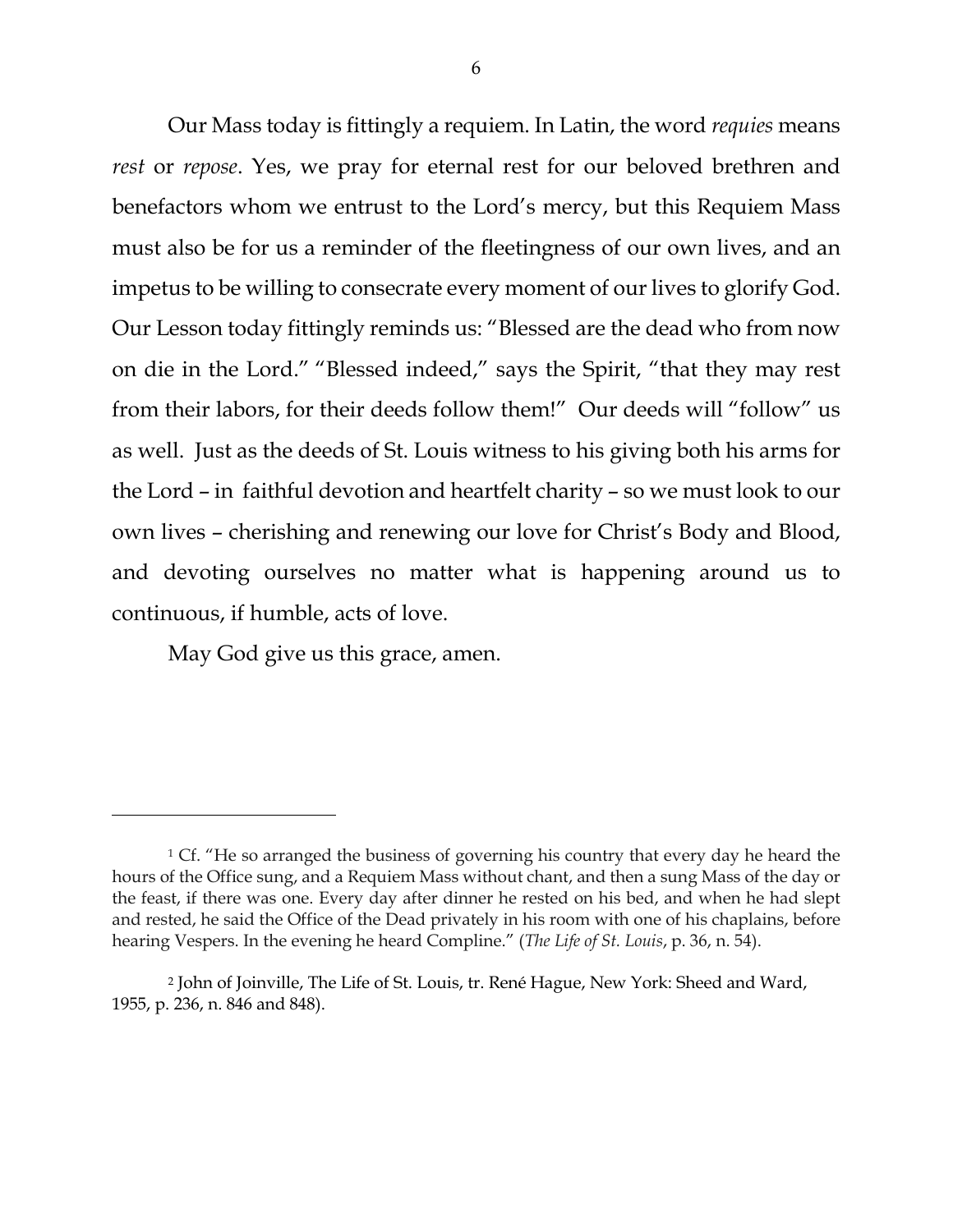Our Mass today is fittingly a requiem. In Latin, the word *requies* means *rest* or *repose*. Yes, we pray for eternal rest for our beloved brethren and benefactors whom we entrust to the Lord's mercy, but this Requiem Mass must also be for us a reminder of the fleetingness of our own lives, and an impetus to be willing to consecrate every moment of our lives to glorify God. Our Lesson today fittingly reminds us: "Blessed are the dead who from now on die in the Lord." "Blessed indeed," says the Spirit, "that they may rest from their labors, for their deeds follow them!" Our deeds will "follow" us as well. Just as the deeds of St. Louis witness to his giving both his arms for the Lord – in faithful devotion and heartfelt charity – so we must look to our own lives – cherishing and renewing our love for Christ's Body and Blood, and devoting ourselves no matter what is happening around us to continuous, if humble, acts of love.

May God give us this grace, amen.

---

[1] Cf. "He so arranged the business of governing his country that every day he heard the hours of the Office sung, and a Requiem Mass without chant, and then a sung Mass of the day or the feast, if there was one. Every day after dinner he rested on his bed, and when he had slept and rested, he said the Office of the Dead privately in his room with one of his chaplains, before hearing Vespers. In the evening he heard Compline." (*The Life of St. Louis*, p. 36, n. 54).

[2] John of Joinville, The Life of St. Louis, tr. René Hague, New York: Sheed and Ward, 1955, p. 236, n. 846 and 848).